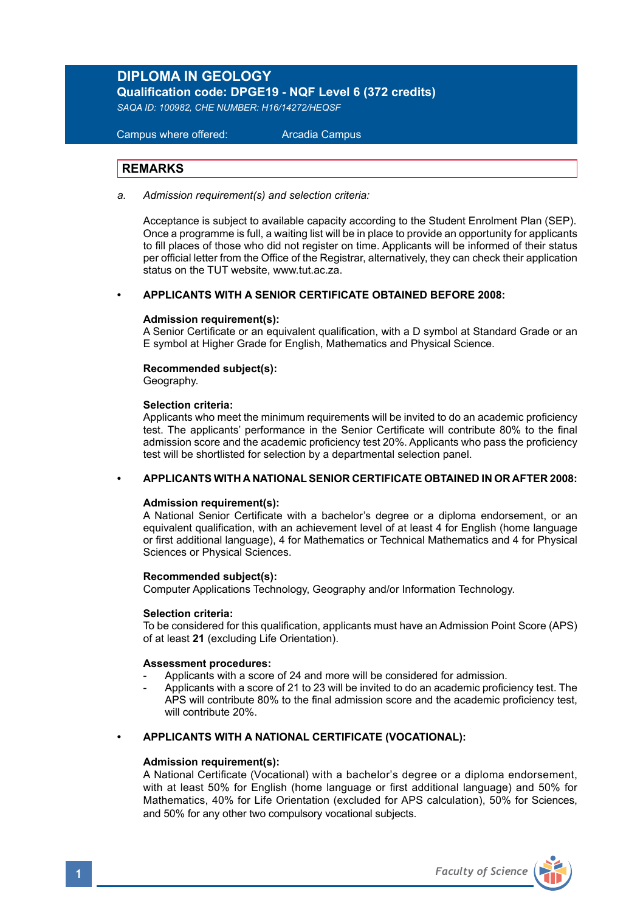# DIPLOMA IN GEOLOGY

**Qualification code: DPGE19 - NQF Level 6 (372 credits)**

*SAQA ID: 100982, CHE NUMBER: H16/14272/HEQSF*

Campus where offered: Arcadia Campus

## REMARKS

a. *Admission requirement(s) and selection criteria:*

Acceptance is subject to available capacity according to the Student Enrolment Plan (SEP). Once a programme is full, a waiting list will be in place to provide an opportunity for applicants to fill places of those who did not register on time. Applicants will be informed of their status per official letter from the Office of the Registrar, alternatively, they can check their application status on the TUT website, www.tut.ac.za.

- **APPLICANTS WITH A SENIOR CERTIFICATE OBTAINED BEFORE 2008:**

**Admission requirement(s):**
A Senior Certificate or an equivalent qualification, with a D symbol at Standard Grade or an E symbol at Higher Grade for English, Mathematics and Physical Science.

**Recommended subject(s):**
Geography.

**Selection criteria:**
Applicants who meet the minimum requirements will be invited to do an academic proficiency test. The applicants' performance in the Senior Certificate will contribute 80% to the final admission score and the academic proficiency test 20%. Applicants who pass the proficiency test will be shortlisted for selection by a departmental selection panel.

- **APPLICANTS WITH A NATIONAL SENIOR CERTIFICATE OBTAINED IN OR AFTER 2008:**

**Admission requirement(s):**
A National Senior Certificate with a bachelor's degree or a diploma endorsement, or an equivalent qualification, with an achievement level of at least 4 for English (home language or first additional language), 4 for Mathematics or Technical Mathematics and 4 for Physical Sciences or Physical Sciences.

**Recommended subject(s):**
Computer Applications Technology, Geography and/or Information Technology.

**Selection criteria:**
To be considered for this qualification, applicants must have an Admission Point Score (APS) of at least **21** (excluding Life Orientation).

**Assessment procedures:**
- Applicants with a score of 24 and more will be considered for admission.
- Applicants with a score of 21 to 23 will be invited to do an academic proficiency test. The APS will contribute 80% to the final admission score and the academic proficiency test, will contribute 20%.

- **APPLICANTS WITH A NATIONAL CERTIFICATE (VOCATIONAL):**

**Admission requirement(s):**
A National Certificate (Vocational) with a bachelor's degree or a diploma endorsement, with at least 50% for English (home language or first additional language) and 50% for Mathematics, 40% for Life Orientation (excluded for APS calculation), 50% for Sciences, and 50% for any other two compulsory vocational subjects.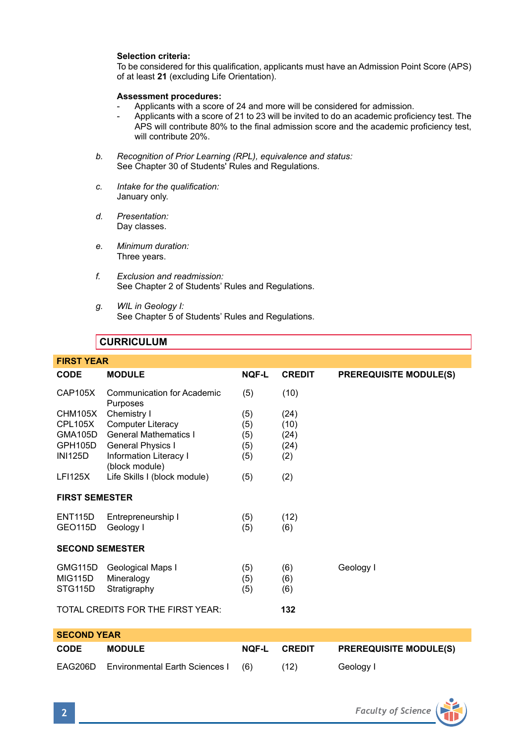**Selection criteria:**
To be considered for this qualification, applicants must have an Admission Point Score (APS) of at least **21** (excluding Life Orientation).

**Assessment procedures:**
- Applicants with a score of 24 and more will be considered for admission.
- Applicants with a score of 21 to 23 will be invited to do an academic proficiency test. The APS will contribute 80% to the final admission score and the academic proficiency test, will contribute 20%.

b. *Recognition of Prior Learning (RPL), equivalence and status:*
See Chapter 30 of Students' Rules and Regulations.

c. *Intake for the qualification:*
January only.

d. *Presentation:*
Day classes.

e. *Minimum duration:*
Three years.

f. *Exclusion and readmission:*
See Chapter 2 of Students' Rules and Regulations.

g. *WIL in Geology I:*
See Chapter 5 of Students' Rules and Regulations.

## CURRICULUM

### FIRST YEAR

| CODE | MODULE | NQF-L | CREDIT | PREREQUISITE MODULE(S) |
|---|---|---|---|---|
| CAP105X | Communication for Academic Purposes | (5) | (10) | |
| CHM105X | Chemistry I | (5) | (24) | |
| CPL105X | Computer Literacy | (5) | (10) | |
| GMA105D | General Mathematics I | (5) | (24) | |
| GPH105D | General Physics I | (5) | (24) | |
| INI125D | Information Literacy I (block module) | (5) | (2) | |
| LFI125X | Life Skills I (block module) | (5) | (2) | |
| **FIRST SEMESTER** | | | | |
| ENT115D | Entrepreneurship I | (5) | (12) | |
| GEO115D | Geology I | (5) | (6) | |
| **SECOND SEMESTER** | | | | |
| GMG115D | Geological Maps I | (5) | (6) | Geology I |
| MIG115D | Mineralogy | (5) | (6) | |
| STG115D | Stratigraphy | (5) | (6) | |
| TOTAL CREDITS FOR THE FIRST YEAR: | | | **132** | |

### SECOND YEAR

| CODE | MODULE | NQF-L | CREDIT | PREREQUISITE MODULE(S) |
|---|---|---|---|---|
| EAG206D | Environmental Earth Sciences I | (6) | (12) | Geology I |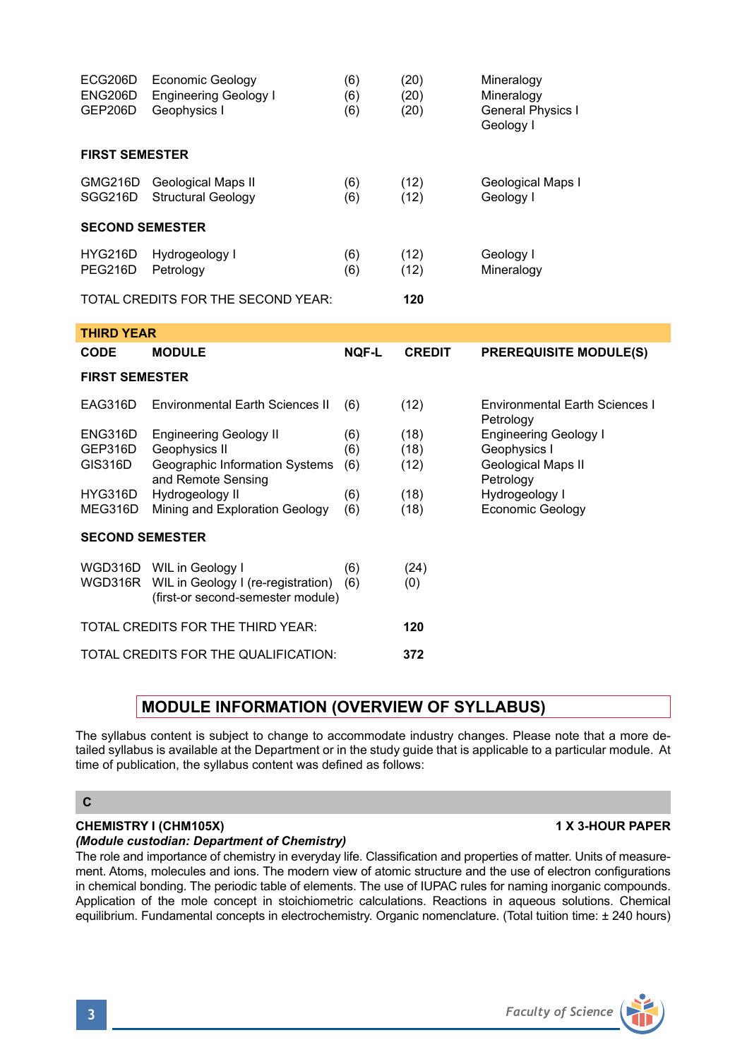| CODE | MODULE | NQF-L | CREDIT | PREREQUISITE MODULE(S) |
|---|---|---|---|---|
| ECG206D | Economic Geology | (6) | (20) | Mineralogy |
| ENG206D | Engineering Geology I | (6) | (20) | Mineralogy |
| GEP206D | Geophysics I | (6) | (20) | General Physics I<br>Geology I |
| **FIRST SEMESTER** | | | | |
| GMG216D | Geological Maps II | (6) | (12) | Geological Maps I |
| SGG216D | Structural Geology | (6) | (12) | Geology I |
| **SECOND SEMESTER** | | | | |
| HYG216D | Hydrogeology I | (6) | (12) | Geology I |
| PEG216D | Petrology | (6) | (12) | Mineralogy |
| TOTAL CREDITS FOR THE SECOND YEAR: | | | **120** | |

**THIRD YEAR**

| CODE | MODULE | NQF-L | CREDIT | PREREQUISITE MODULE(S) |
|---|---|---|---|---|
| **FIRST SEMESTER** | | | | |
| EAG316D | Environmental Earth Sciences II | (6) | (12) | Environmental Earth Sciences I<br>Petrology |
| ENG316D | Engineering Geology II | (6) | (18) | Engineering Geology I |
| GEP316D | Geophysics II | (6) | (18) | Geophysics I |
| GIS316D | Geographic Information Systems and Remote Sensing | (6) | (12) | Geological Maps II<br>Petrology |
| HYG316D | Hydrogeology II | (6) | (18) | Hydrogeology I |
| MEG316D | Mining and Exploration Geology | (6) | (18) | Economic Geology |
| **SECOND SEMESTER** | | | | |
| WGD316D | WIL in Geology I | (6) | (24) | |
| WGD316R | WIL in Geology I (re-registration)<br>(first-or second-semester module) | (6) | (0) | |
| TOTAL CREDITS FOR THE THIRD YEAR: | | | **120** | |
| TOTAL CREDITS FOR THE QUALIFICATION: | | | **372** | |

## MODULE INFORMATION (OVERVIEW OF SYLLABUS)

The syllabus content is subject to change to accommodate industry changes. Please note that a more detailed syllabus is available at the Department or in the study guide that is applicable to a particular module. At time of publication, the syllabus content was defined as follows:

### C

**CHEMISTRY I (CHM105X)** — **1 X 3-HOUR PAPER**

***(Module custodian: Department of Chemistry)***

The role and importance of chemistry in everyday life. Classification and properties of matter. Units of measurement. Atoms, molecules and ions. The modern view of atomic structure and the use of electron configurations in chemical bonding. The periodic table of elements. The use of IUPAC rules for naming inorganic compounds. Application of the mole concept in stoichiometric calculations. Reactions in aqueous solutions. Chemical equilibrium. Fundamental concepts in electrochemistry. Organic nomenclature. (Total tuition time: ± 240 hours)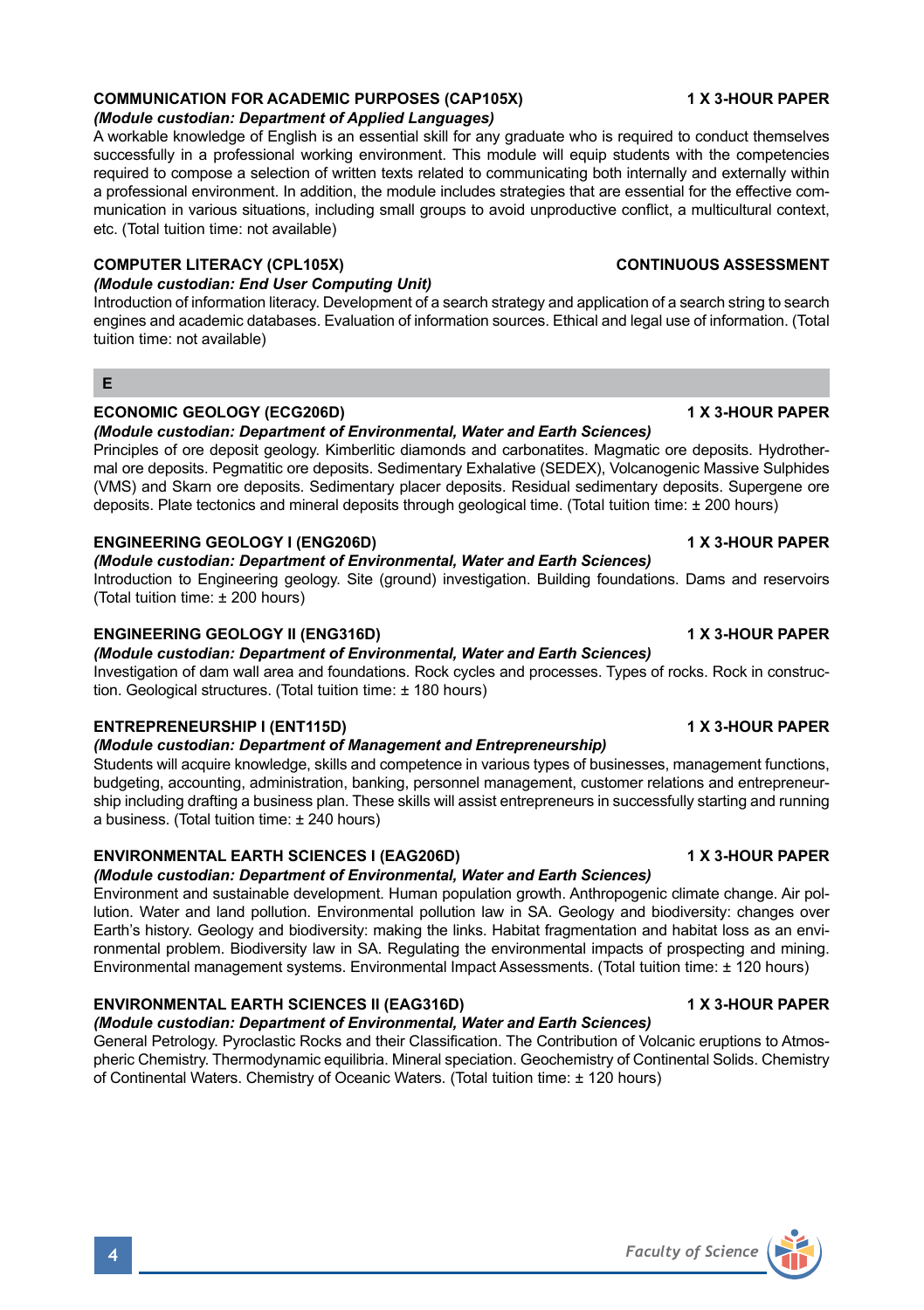**COMMUNICATION FOR ACADEMIC PURPOSES (CAP105X)** **1 X 3-HOUR PAPER**
***(Module custodian: Department of Applied Languages)***
A workable knowledge of English is an essential skill for any graduate who is required to conduct themselves successfully in a professional working environment. This module will equip students with the competencies required to compose a selection of written texts related to communicating both internally and externally within a professional environment. In addition, the module includes strategies that are essential for the effective communication in various situations, including small groups to avoid unproductive conflict, a multicultural context, etc. (Total tuition time: not available)

**COMPUTER LITERACY (CPL105X)** **CONTINUOUS ASSESSMENT**
***(Module custodian: End User Computing Unit)***
Introduction of information literacy. Development of a search strategy and application of a search string to search engines and academic databases. Evaluation of information sources. Ethical and legal use of information. (Total tuition time: not available)

## E

**ECONOMIC GEOLOGY (ECG206D)** **1 X 3-HOUR PAPER**
***(Module custodian: Department of Environmental, Water and Earth Sciences)***
Principles of ore deposit geology. Kimberlitic diamonds and carbonatites. Magmatic ore deposits. Hydrothermal ore deposits. Pegmatitic ore deposits. Sedimentary Exhalative (SEDEX), Volcanogenic Massive Sulphides (VMS) and Skarn ore deposits. Sedimentary placer deposits. Residual sedimentary deposits. Supergene ore deposits. Plate tectonics and mineral deposits through geological time. (Total tuition time: ± 200 hours)

**ENGINEERING GEOLOGY I (ENG206D)** **1 X 3-HOUR PAPER**
***(Module custodian: Department of Environmental, Water and Earth Sciences)***
Introduction to Engineering geology. Site (ground) investigation. Building foundations. Dams and reservoirs (Total tuition time: ± 200 hours)

**ENGINEERING GEOLOGY II (ENG316D)** **1 X 3-HOUR PAPER**
***(Module custodian: Department of Environmental, Water and Earth Sciences)***
Investigation of dam wall area and foundations. Rock cycles and processes. Types of rocks. Rock in construction. Geological structures. (Total tuition time: ± 180 hours)

**ENTREPRENEURSHIP I (ENT115D)** **1 X 3-HOUR PAPER**
***(Module custodian: Department of Management and Entrepreneurship)***
Students will acquire knowledge, skills and competence in various types of businesses, management functions, budgeting, accounting, administration, banking, personnel management, customer relations and entrepreneurship including drafting a business plan. These skills will assist entrepreneurs in successfully starting and running a business. (Total tuition time: ± 240 hours)

**ENVIRONMENTAL EARTH SCIENCES I (EAG206D)** **1 X 3-HOUR PAPER**
***(Module custodian: Department of Environmental, Water and Earth Sciences)***
Environment and sustainable development. Human population growth. Anthropogenic climate change. Air pollution. Water and land pollution. Environmental pollution law in SA. Geology and biodiversity: changes over Earth's history. Geology and biodiversity: making the links. Habitat fragmentation and habitat loss as an environmental problem. Biodiversity law in SA. Regulating the environmental impacts of prospecting and mining. Environmental management systems. Environmental Impact Assessments. (Total tuition time: ± 120 hours)

**ENVIRONMENTAL EARTH SCIENCES II (EAG316D)** **1 X 3-HOUR PAPER**
***(Module custodian: Department of Environmental, Water and Earth Sciences)***
General Petrology. Pyroclastic Rocks and their Classification. The Contribution of Volcanic eruptions to Atmospheric Chemistry. Thermodynamic equilibria. Mineral speciation. Geochemistry of Continental Solids. Chemistry of Continental Waters. Chemistry of Oceanic Waters. (Total tuition time: ± 120 hours)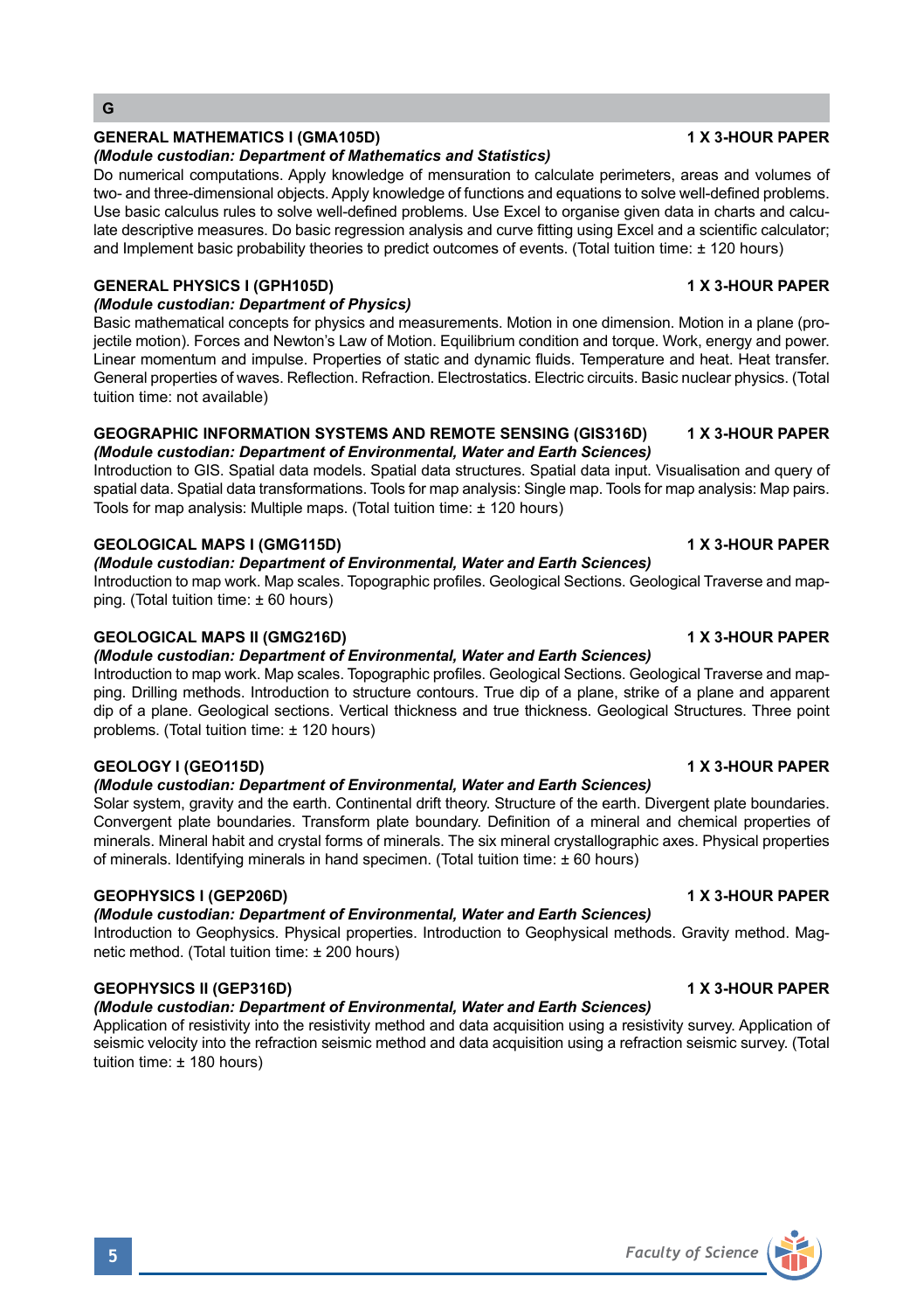## G

### GENERAL MATHEMATICS I (GMA105D) — 1 X 3-HOUR PAPER

***(Module custodian: Department of Mathematics and Statistics)***

Do numerical computations. Apply knowledge of mensuration to calculate perimeters, areas and volumes of two- and three-dimensional objects. Apply knowledge of functions and equations to solve well-defined problems. Use basic calculus rules to solve well-defined problems. Use Excel to organise given data in charts and calculate descriptive measures. Do basic regression analysis and curve fitting using Excel and a scientific calculator; and Implement basic probability theories to predict outcomes of events. (Total tuition time: ± 120 hours)

### GENERAL PHYSICS I (GPH105D) — 1 X 3-HOUR PAPER

***(Module custodian: Department of Physics)***

Basic mathematical concepts for physics and measurements. Motion in one dimension. Motion in a plane (projectile motion). Forces and Newton's Law of Motion. Equilibrium condition and torque. Work, energy and power. Linear momentum and impulse. Properties of static and dynamic fluids. Temperature and heat. Heat transfer. General properties of waves. Reflection. Refraction. Electrostatics. Electric circuits. Basic nuclear physics. (Total tuition time: not available)

### GEOGRAPHIC INFORMATION SYSTEMS AND REMOTE SENSING (GIS316D) — 1 X 3-HOUR PAPER

***(Module custodian: Department of Environmental, Water and Earth Sciences)***

Introduction to GIS. Spatial data models. Spatial data structures. Spatial data input. Visualisation and query of spatial data. Spatial data transformations. Tools for map analysis: Single map. Tools for map analysis: Map pairs. Tools for map analysis: Multiple maps. (Total tuition time: ± 120 hours)

### GEOLOGICAL MAPS I (GMG115D) — 1 X 3-HOUR PAPER

***(Module custodian: Department of Environmental, Water and Earth Sciences)***

Introduction to map work. Map scales. Topographic profiles. Geological Sections. Geological Traverse and mapping. (Total tuition time: ± 60 hours)

### GEOLOGICAL MAPS II (GMG216D) — 1 X 3-HOUR PAPER

***(Module custodian: Department of Environmental, Water and Earth Sciences)***

Introduction to map work. Map scales. Topographic profiles. Geological Sections. Geological Traverse and mapping. Drilling methods. Introduction to structure contours. True dip of a plane, strike of a plane and apparent dip of a plane. Geological sections. Vertical thickness and true thickness. Geological Structures. Three point problems. (Total tuition time: ± 120 hours)

### GEOLOGY I (GEO115D) — 1 X 3-HOUR PAPER

***(Module custodian: Department of Environmental, Water and Earth Sciences)***

Solar system, gravity and the earth. Continental drift theory. Structure of the earth. Divergent plate boundaries. Convergent plate boundaries. Transform plate boundary. Definition of a mineral and chemical properties of minerals. Mineral habit and crystal forms of minerals. The six mineral crystallographic axes. Physical properties of minerals. Identifying minerals in hand specimen. (Total tuition time: ± 60 hours)

### GEOPHYSICS I (GEP206D) — 1 X 3-HOUR PAPER

***(Module custodian: Department of Environmental, Water and Earth Sciences)***

Introduction to Geophysics. Physical properties. Introduction to Geophysical methods. Gravity method. Magnetic method. (Total tuition time: ± 200 hours)

### GEOPHYSICS II (GEP316D) — 1 X 3-HOUR PAPER

***(Module custodian: Department of Environmental, Water and Earth Sciences)***

Application of resistivity into the resistivity method and data acquisition using a resistivity survey. Application of seismic velocity into the refraction seismic method and data acquisition using a refraction seismic survey. (Total tuition time: ± 180 hours)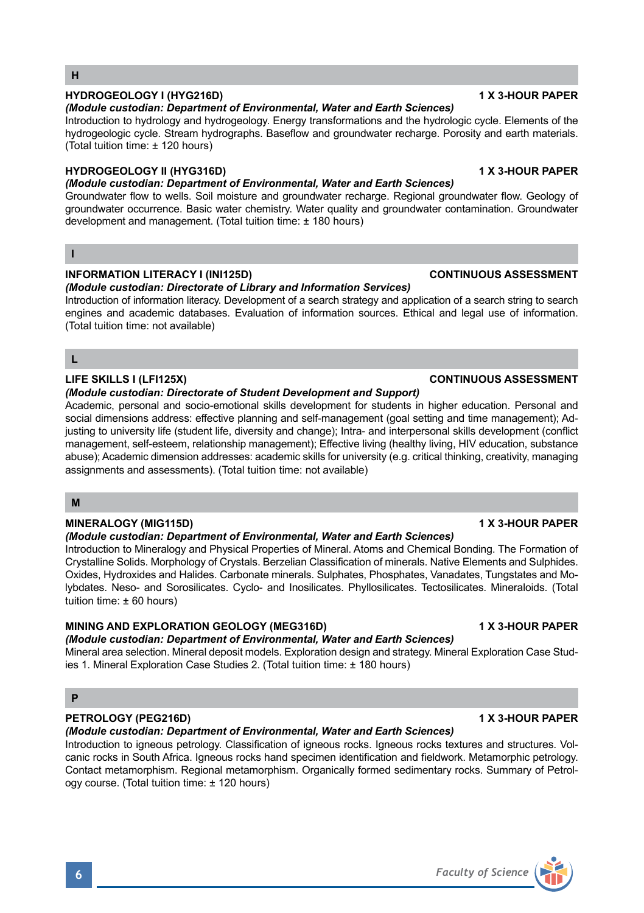## H

### HYDROGEOLOGY I (HYG216D) — 1 X 3-HOUR PAPER

***(Module custodian: Department of Environmental, Water and Earth Sciences)***

Introduction to hydrology and hydrogeology. Energy transformations and the hydrologic cycle. Elements of the hydrogeologic cycle. Stream hydrographs. Baseflow and groundwater recharge. Porosity and earth materials. (Total tuition time: ± 120 hours)

### HYDROGEOLOGY II (HYG316D) — 1 X 3-HOUR PAPER

***(Module custodian: Department of Environmental, Water and Earth Sciences)***

Groundwater flow to wells. Soil moisture and groundwater recharge. Regional groundwater flow. Geology of groundwater occurrence. Basic water chemistry. Water quality and groundwater contamination. Groundwater development and management. (Total tuition time: ± 180 hours)

## I

### INFORMATION LITERACY I (INI125D) — CONTINUOUS ASSESSMENT

***(Module custodian: Directorate of Library and Information Services)***

Introduction of information literacy. Development of a search strategy and application of a search string to search engines and academic databases. Evaluation of information sources. Ethical and legal use of information. (Total tuition time: not available)

## L

### LIFE SKILLS I (LFI125X) — CONTINUOUS ASSESSMENT

***(Module custodian: Directorate of Student Development and Support)***

Academic, personal and socio-emotional skills development for students in higher education. Personal and social dimensions address: effective planning and self-management (goal setting and time management); Adjusting to university life (student life, diversity and change); Intra- and interpersonal skills development (conflict management, self-esteem, relationship management); Effective living (healthy living, HIV education, substance abuse); Academic dimension addresses: academic skills for university (e.g. critical thinking, creativity, managing assignments and assessments). (Total tuition time: not available)

## M

### MINERALOGY (MIG115D) — 1 X 3-HOUR PAPER

***(Module custodian: Department of Environmental, Water and Earth Sciences)***

Introduction to Mineralogy and Physical Properties of Mineral. Atoms and Chemical Bonding. The Formation of Crystalline Solids. Morphology of Crystals. Berzelian Classification of minerals. Native Elements and Sulphides. Oxides, Hydroxides and Halides. Carbonate minerals. Sulphates, Phosphates, Vanadates, Tungstates and Molybdates. Neso- and Sorosilicates. Cyclo- and Inosilicates. Phyllosilicates. Tectosilicates. Mineraloids. (Total tuition time: ± 60 hours)

### MINING AND EXPLORATION GEOLOGY (MEG316D) — 1 X 3-HOUR PAPER

***(Module custodian: Department of Environmental, Water and Earth Sciences)***

Mineral area selection. Mineral deposit models. Exploration design and strategy. Mineral Exploration Case Studies 1. Mineral Exploration Case Studies 2. (Total tuition time: ± 180 hours)

## P

### PETROLOGY (PEG216D) — 1 X 3-HOUR PAPER

***(Module custodian: Department of Environmental, Water and Earth Sciences)***

Introduction to igneous petrology. Classification of igneous rocks. Igneous rocks textures and structures. Volcanic rocks in South Africa. Igneous rocks hand specimen identification and fieldwork. Metamorphic petrology. Contact metamorphism. Regional metamorphism. Organically formed sedimentary rocks. Summary of Petrology course. (Total tuition time: ± 120 hours)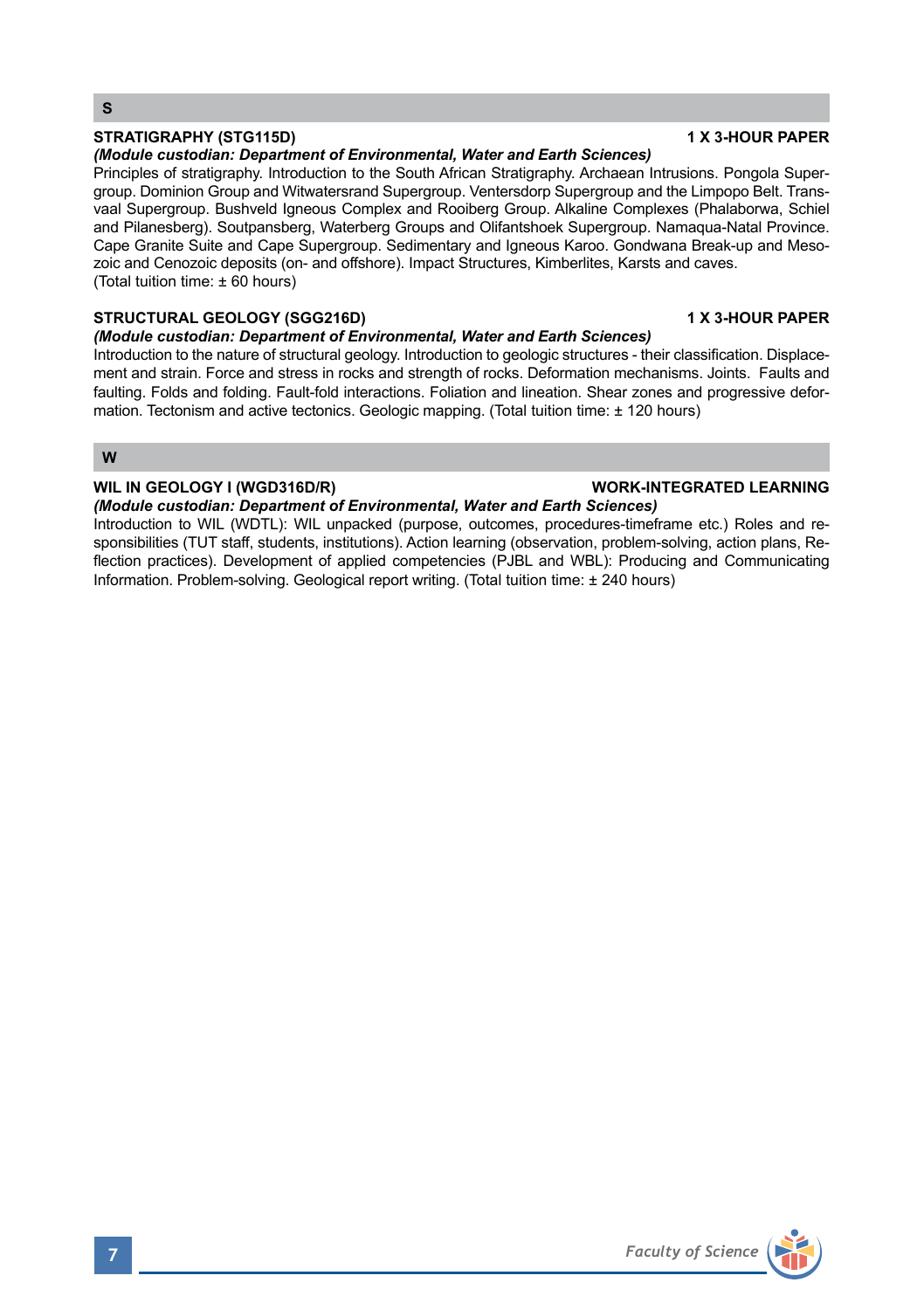## S

### STRATIGRAPHY (STG115D) 1 X 3-HOUR PAPER

***(Module custodian: Department of Environmental, Water and Earth Sciences)***

Principles of stratigraphy. Introduction to the South African Stratigraphy. Archaean Intrusions. Pongola Supergroup. Dominion Group and Witwatersrand Supergroup. Ventersdorp Supergroup and the Limpopo Belt. Transvaal Supergroup. Bushveld Igneous Complex and Rooiberg Group. Alkaline Complexes (Phalaborwa, Schiel and Pilanesberg). Soutpansberg, Waterberg Groups and Olifantshoek Supergroup. Namaqua-Natal Province. Cape Granite Suite and Cape Supergroup. Sedimentary and Igneous Karoo. Gondwana Break-up and Mesozoic and Cenozoic deposits (on- and offshore). Impact Structures, Kimberlites, Karsts and caves.
(Total tuition time: ± 60 hours)

### STRUCTURAL GEOLOGY (SGG216D) 1 X 3-HOUR PAPER

***(Module custodian: Department of Environmental, Water and Earth Sciences)***

Introduction to the nature of structural geology. Introduction to geologic structures - their classification. Displacement and strain. Force and stress in rocks and strength of rocks. Deformation mechanisms. Joints. Faults and faulting. Folds and folding. Fault-fold interactions. Foliation and lineation. Shear zones and progressive deformation. Tectonism and active tectonics. Geologic mapping. (Total tuition time: ± 120 hours)

## W

### WIL IN GEOLOGY I (WGD316D/R) WORK-INTEGRATED LEARNING

***(Module custodian: Department of Environmental, Water and Earth Sciences)***

Introduction to WIL (WDTL): WIL unpacked (purpose, outcomes, procedures-timeframe etc.) Roles and responsibilities (TUT staff, students, institutions). Action learning (observation, problem-solving, action plans, Reflection practices). Development of applied competencies (PJBL and WBL): Producing and Communicating Information. Problem-solving. Geological report writing. (Total tuition time: ± 240 hours)